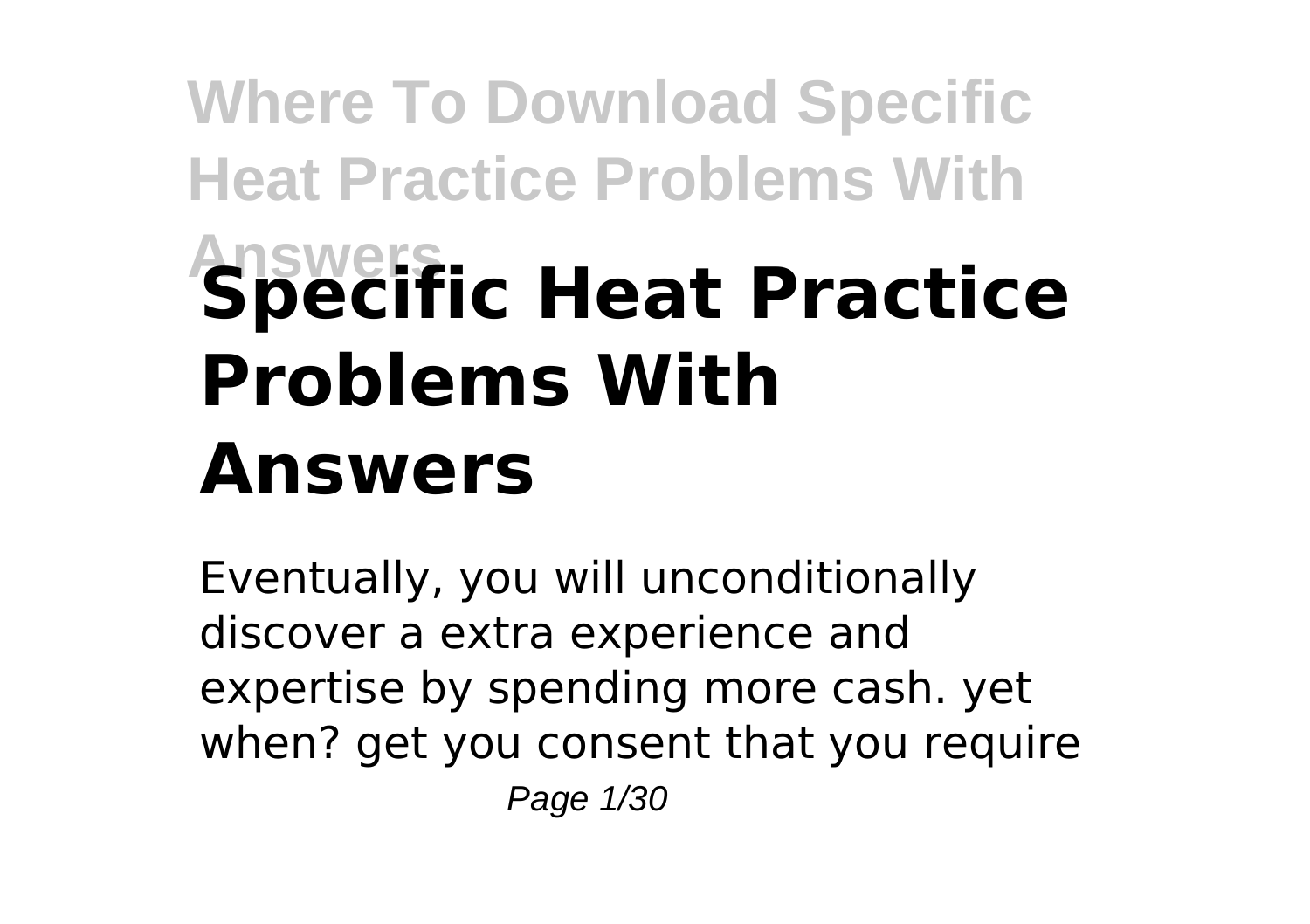# Specific Heat Practice Problems With Answers

Eventually, you will unconditionally discover a extra experience and expertise by spending more cash. yet when? get you consent that you require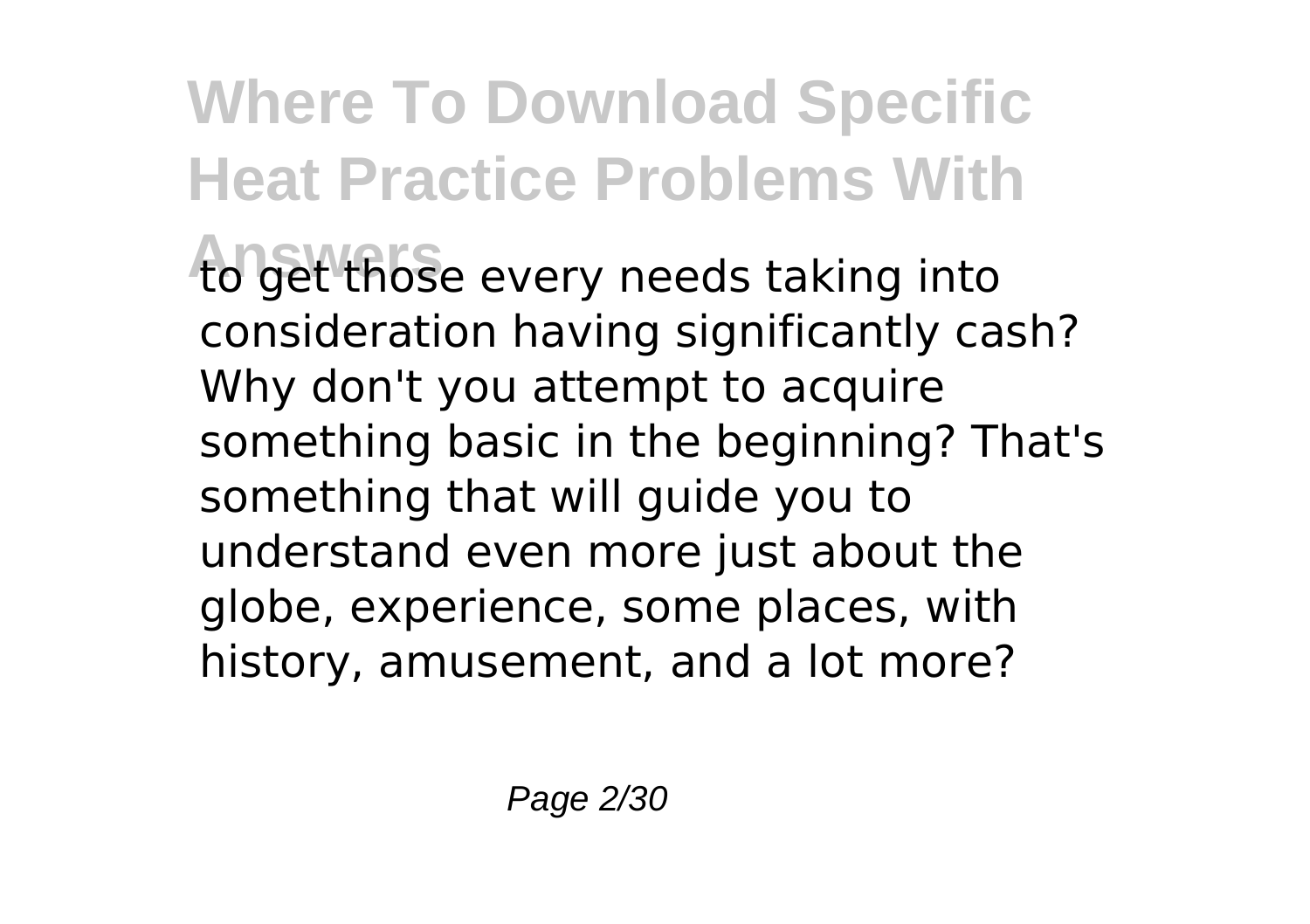to get those every needs taking into consideration having significantly cash? Why don't you attempt to acquire something basic in the beginning? That's something that will guide you to understand even more just about the globe, experience, some places, with history, amusement, and a lot more?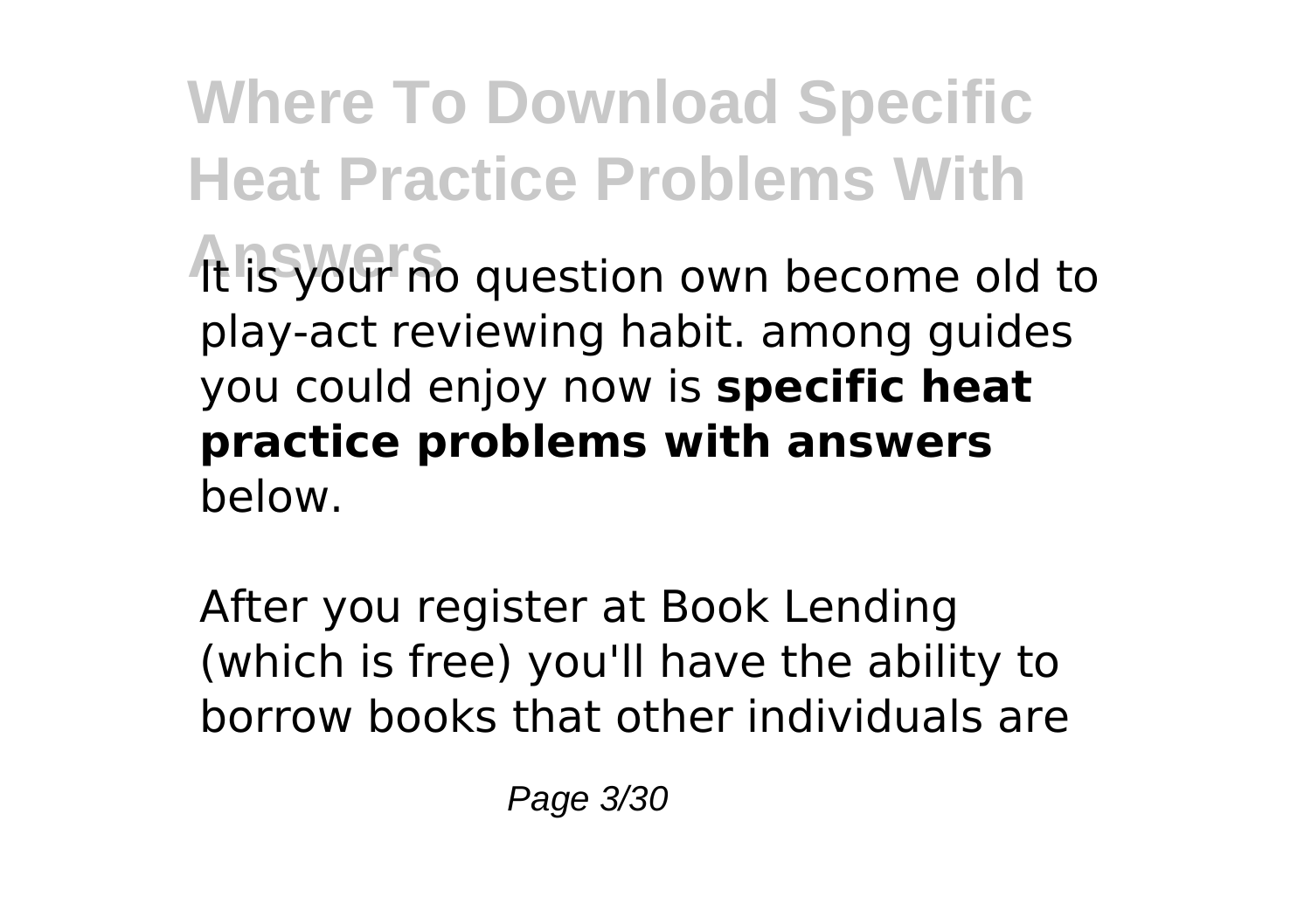It is your no question own become old to play-act reviewing habit. among guides you could enjoy now is **specific heat practice problems with answers** below.

After you register at Book Lending (which is free) you'll have the ability to borrow books that other individuals are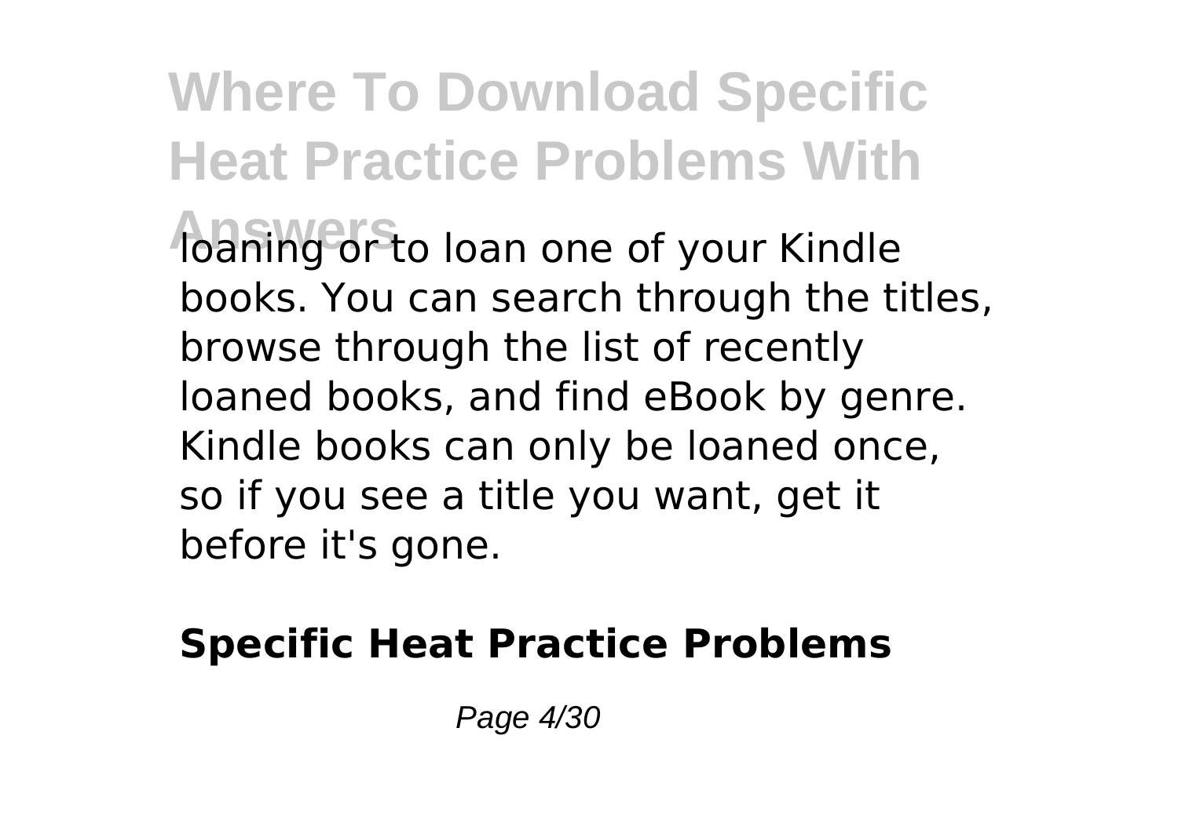loaning or to loan one of your Kindle books. You can search through the titles, browse through the list of recently loaned books, and find eBook by genre. Kindle books can only be loaned once, so if you see a title you want, get it before it's gone.

**Specific Heat Practice Problems**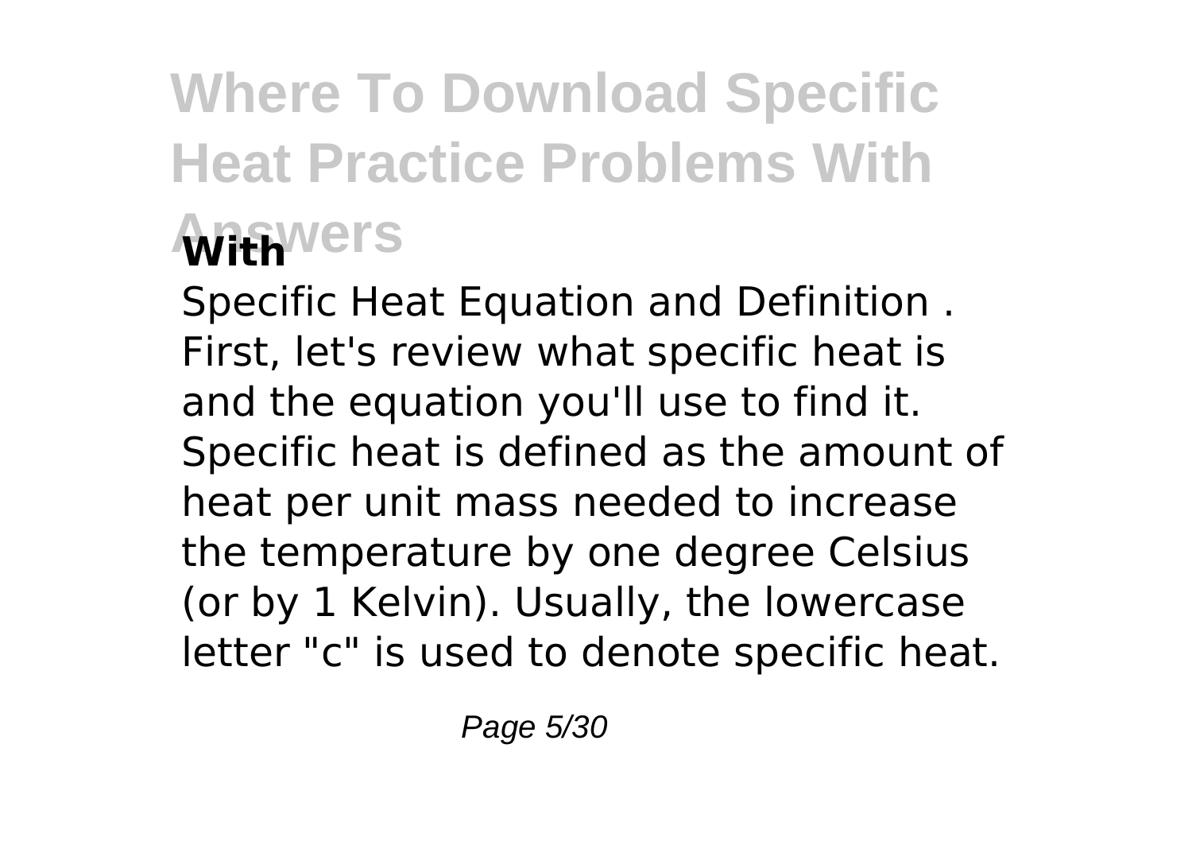**With**

Specific Heat Equation and Definition . First, let's review what specific heat is and the equation you'll use to find it. Specific heat is defined as the amount of heat per unit mass needed to increase the temperature by one degree Celsius (or by 1 Kelvin). Usually, the lowercase letter "c" is used to denote specific heat.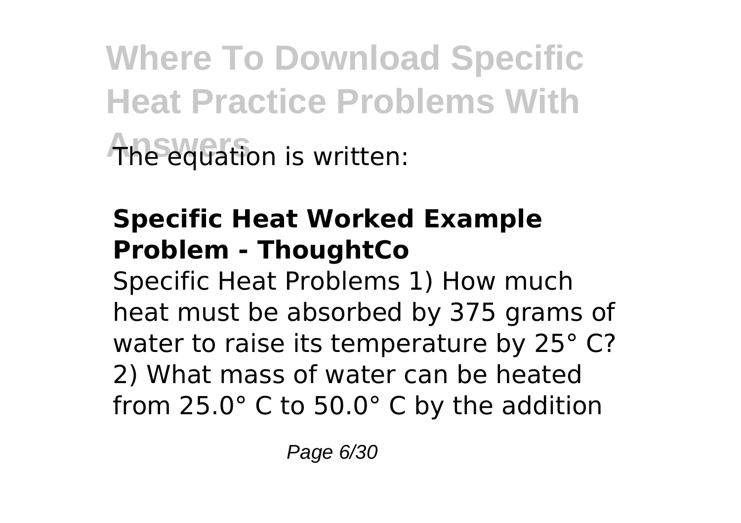The equation is written:

**Specific Heat Worked Example Problem - ThoughtCo**

Specific Heat Problems 1) How much heat must be absorbed by 375 grams of water to raise its temperature by 25° C? 2) What mass of water can be heated from 25.0° C to 50.0° C by the addition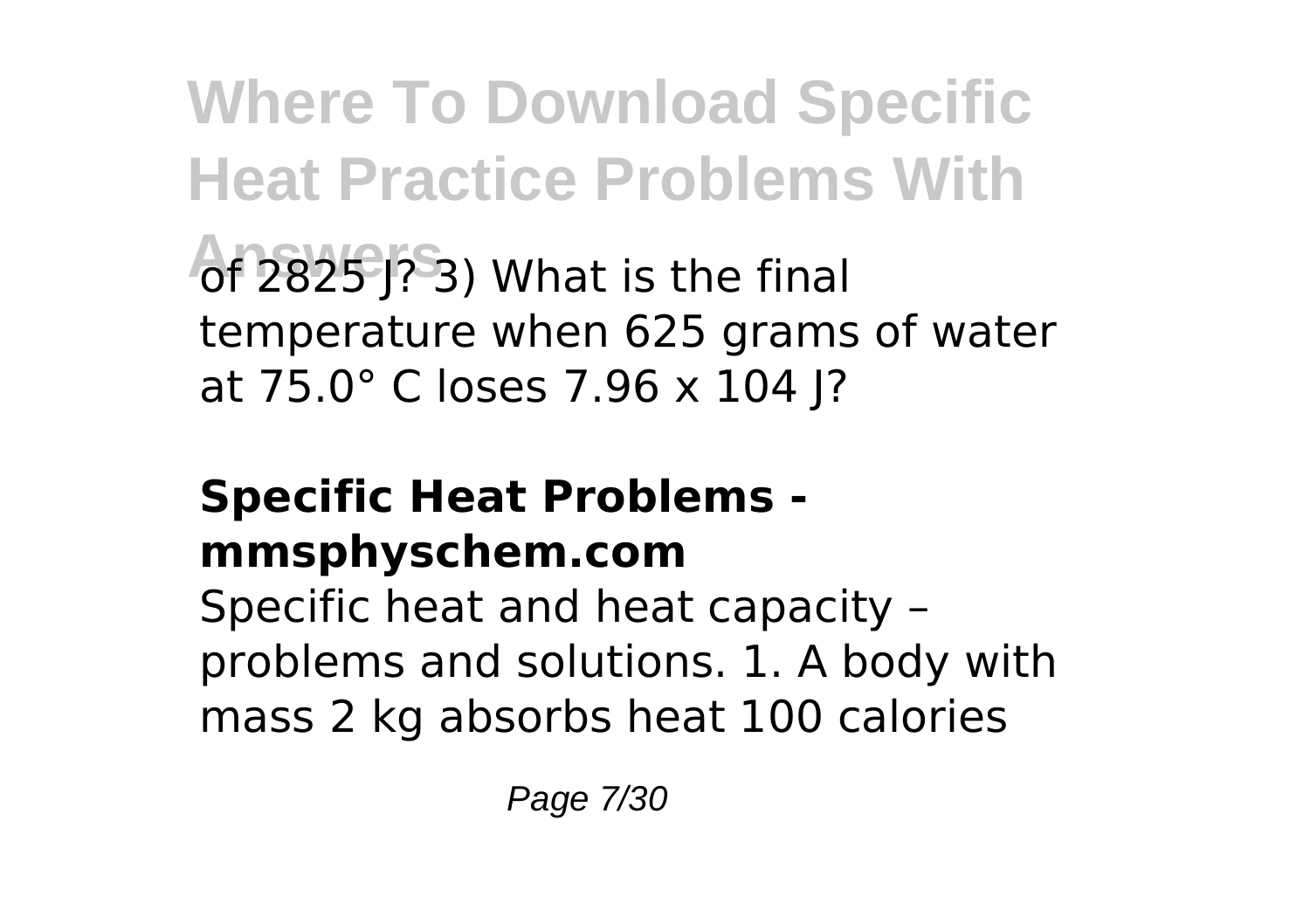of 2825 J? 3) What is the final temperature when 625 grams of water at 75.0° C loses 7.96 x 104 J?

## Specific Heat Problems - mmsphyschem.com

Specific heat and heat capacity – problems and solutions. 1. A body with mass 2 kg absorbs heat 100 calories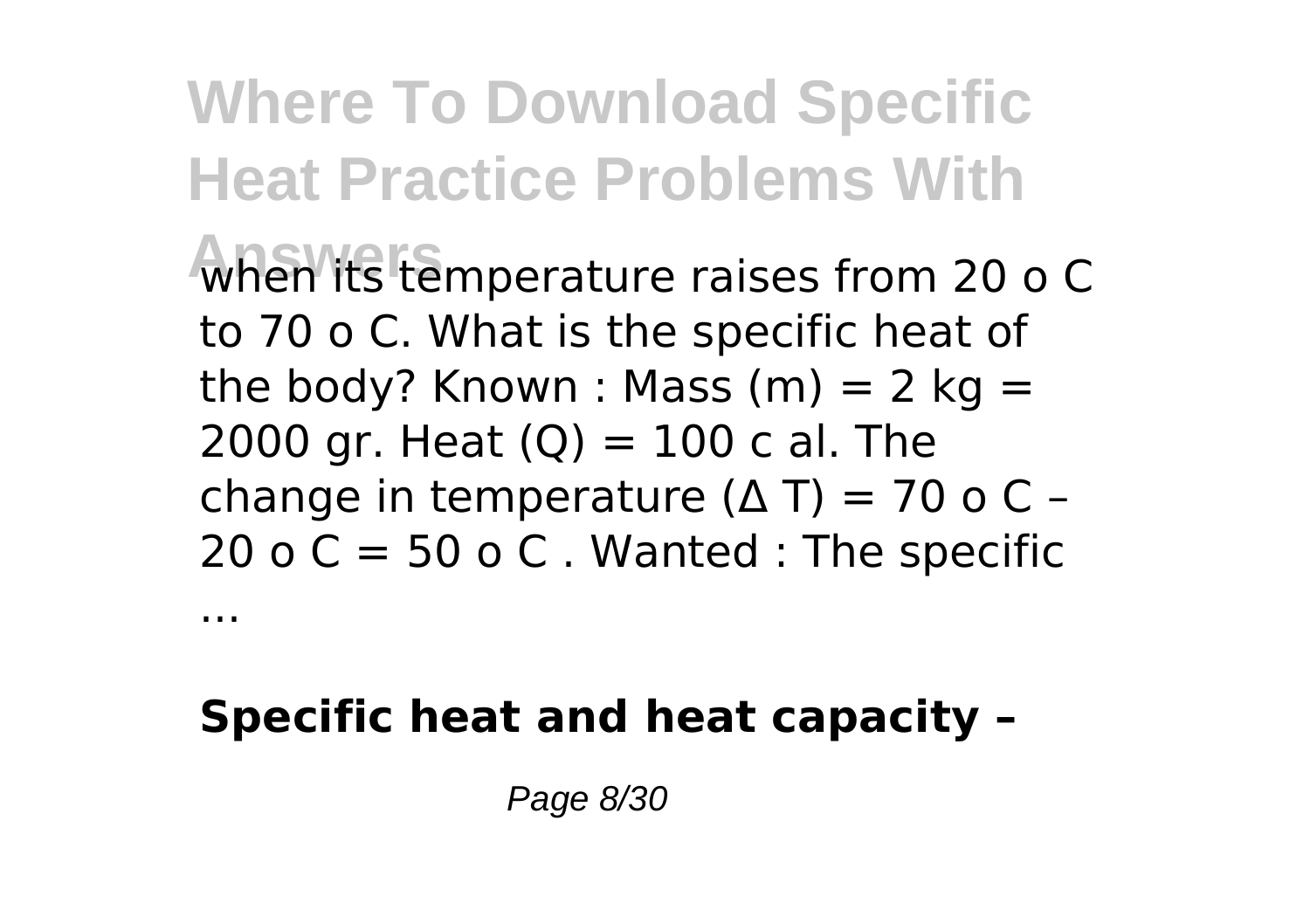when its temperature raises from 20 o C to 70 o C. What is the specific heat of the body? Known : Mass (m) = 2 kg = 2000 gr. Heat (Q) = 100 c al. The change in temperature (Δ T) = 70 o C – 20 o C = 50 o C . Wanted : The specific ...

**Specific heat and heat capacity –**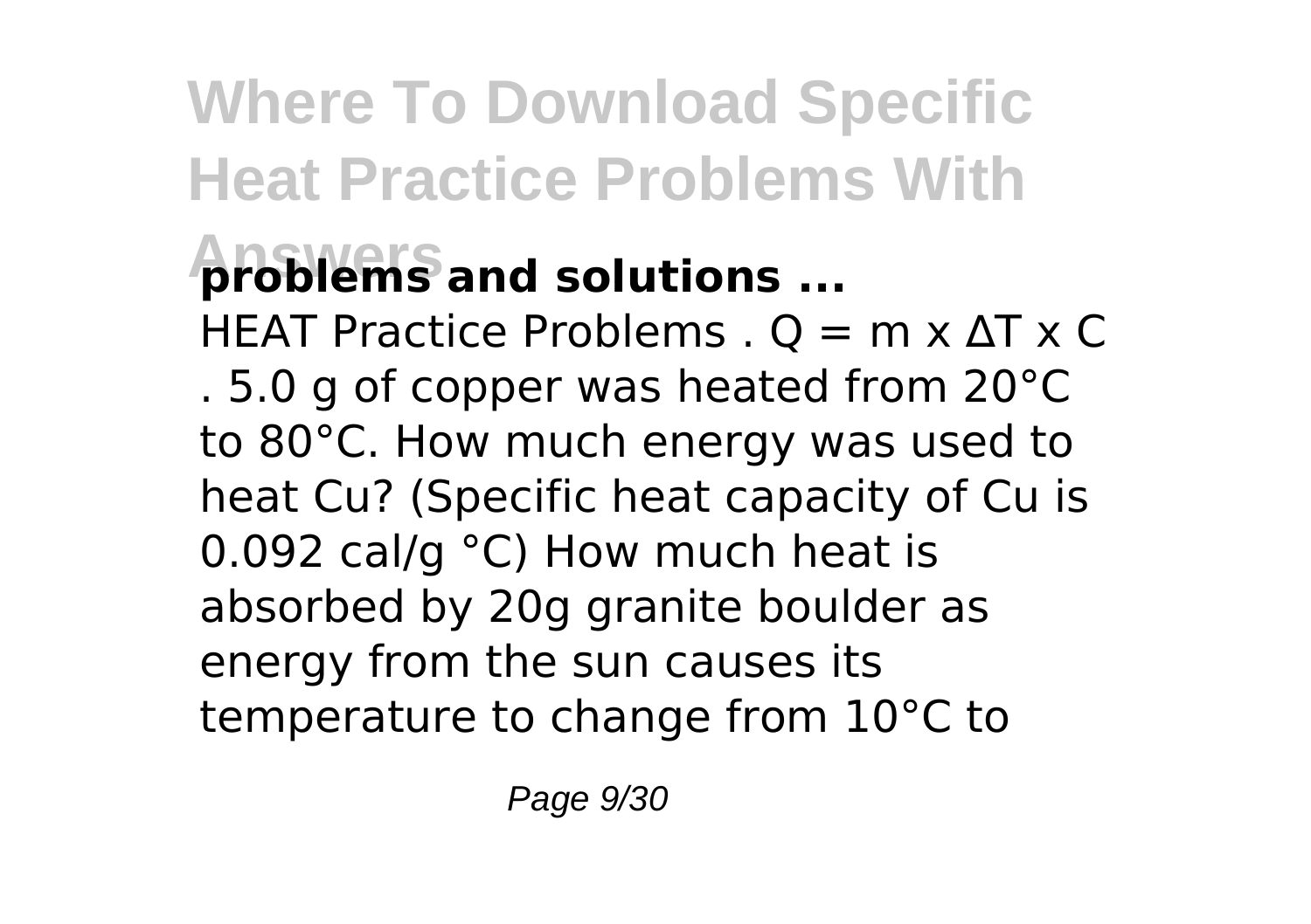**problems and solutions ...**

HEAT Practice Problems . $Q = m \times \Delta T \times C$ . 5.0 g of copper was heated from 20°C to 80°C. How much energy was used to heat Cu? (Specific heat capacity of Cu is 0.092 cal/g °C) How much heat is absorbed by 20g granite boulder as energy from the sun causes its temperature to change from 10°C to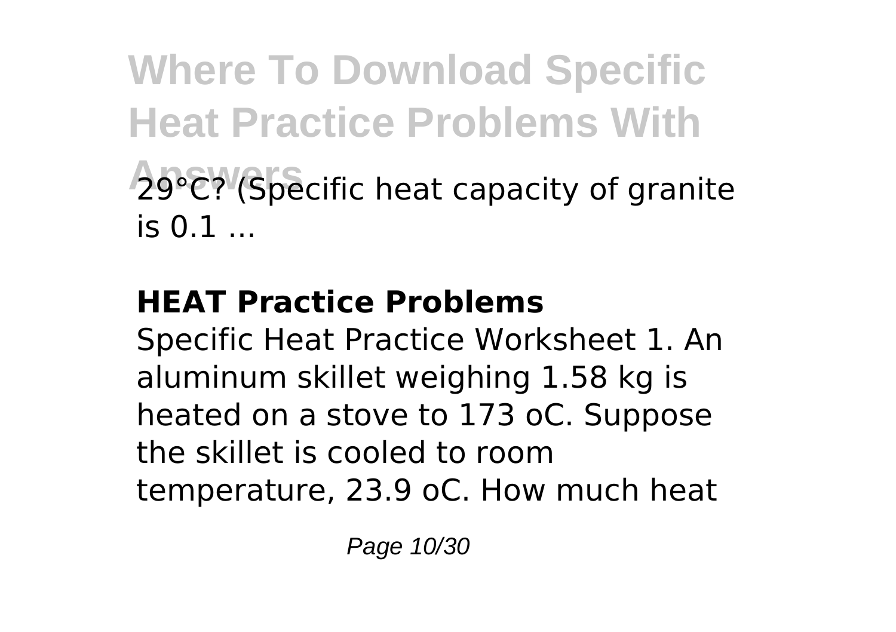29°C? (Specific heat capacity of granite is 0.1 ...

## HEAT Practice Problems

Specific Heat Practice Worksheet 1. An aluminum skillet weighing 1.58 kg is heated on a stove to 173 oC. Suppose the skillet is cooled to room temperature, 23.9 oC. How much heat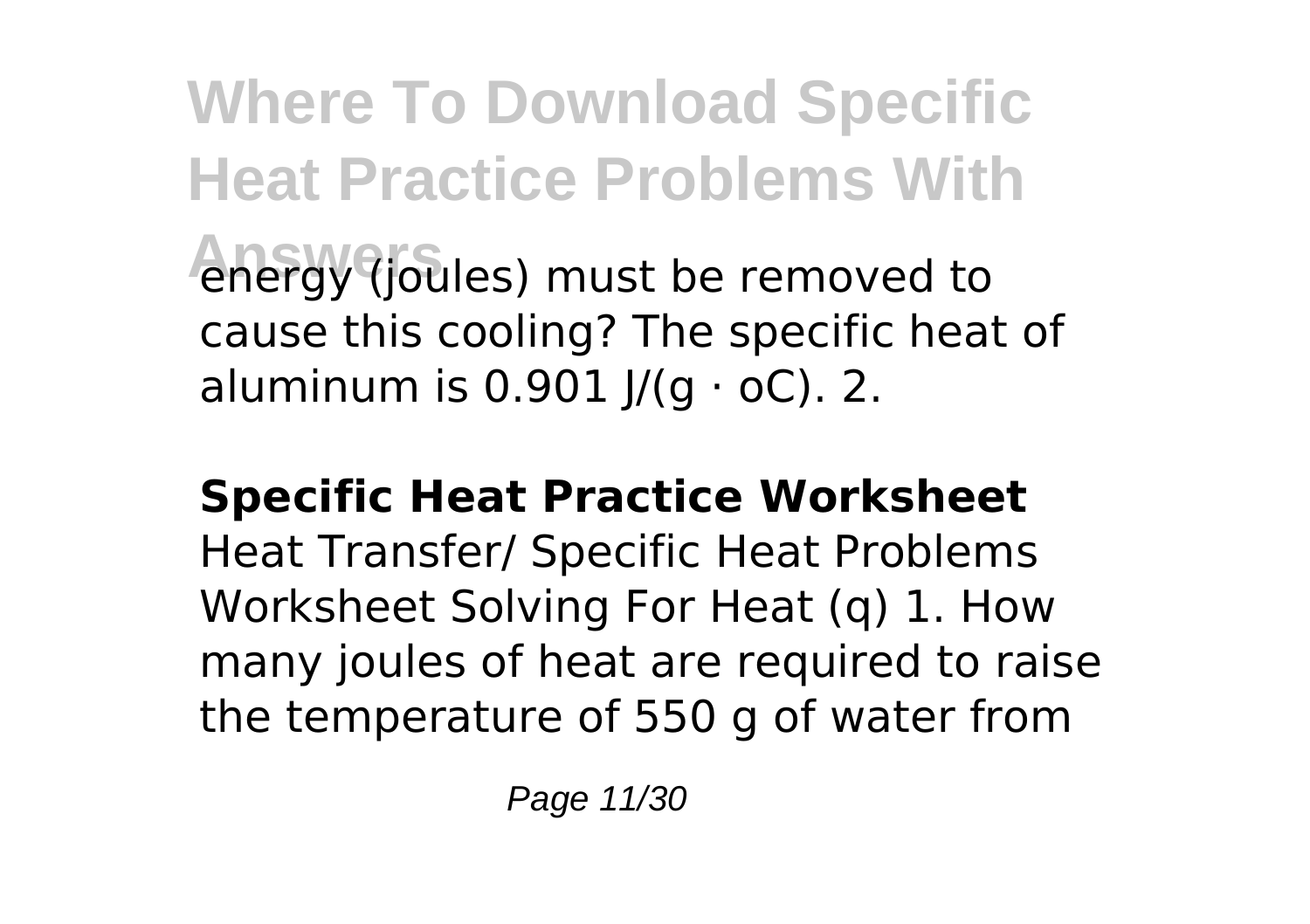energy (joules) must be removed to cause this cooling? The specific heat of aluminum is 0.901 J/(g · oC). 2.

**Specific Heat Practice Worksheet**

Heat Transfer/ Specific Heat Problems Worksheet Solving For Heat (q) 1. How many joules of heat are required to raise the temperature of 550 g of water from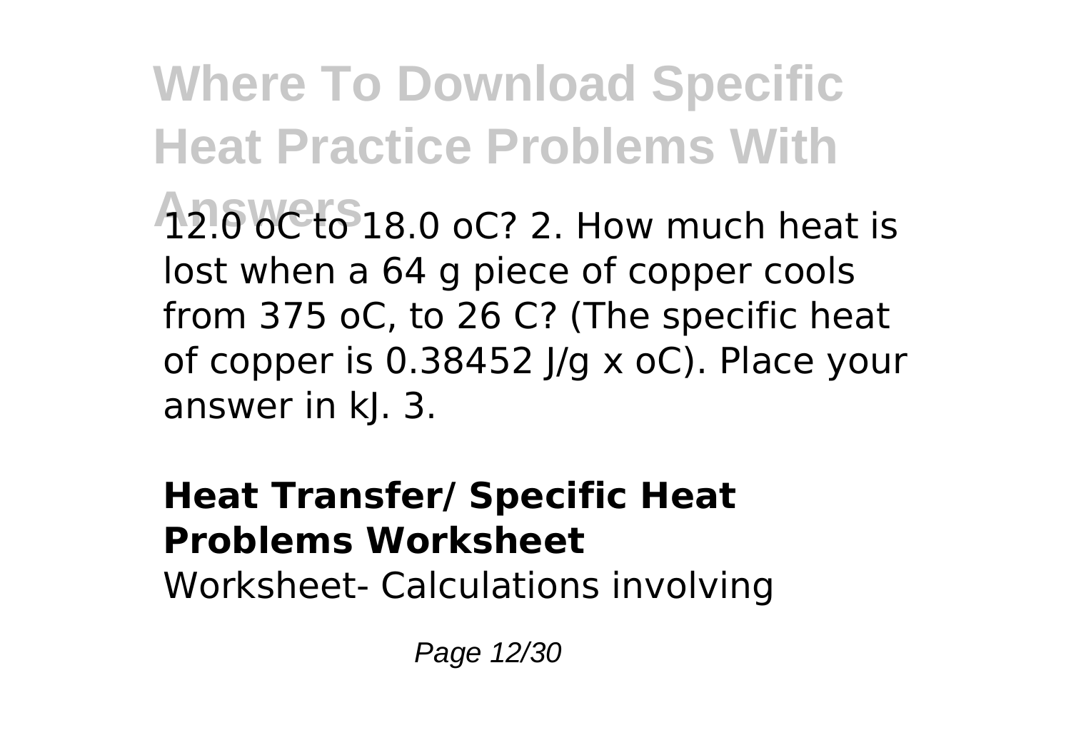12.0 oC to 18.0 oC? 2. How much heat is lost when a 64 g piece of copper cools from 375 oC, to 26 C? (The specific heat of copper is 0.38452 J/g x oC). Place your answer in kJ. 3.

**Heat Transfer/ Specific Heat Problems Worksheet**

Worksheet- Calculations involving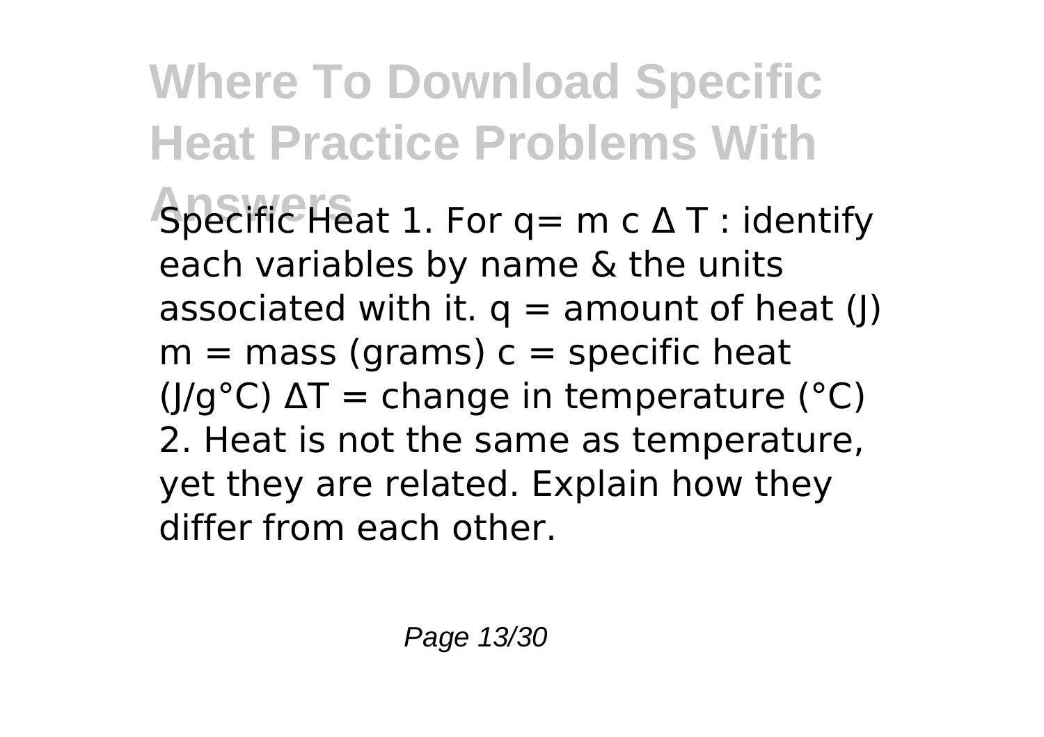# Where To Download Specific Heat Practice Problems With Answers

Specific Heat 1. For $q = m\,c\,\Delta T$ : identify each variables by name & the units associated with it. $q$ = amount of heat (J) $m$ = mass (grams) $c$ = specific heat (J/g°C) $\Delta T$ = change in temperature (°C) 2. Heat is not the same as temperature, yet they are related. Explain how they differ from each other.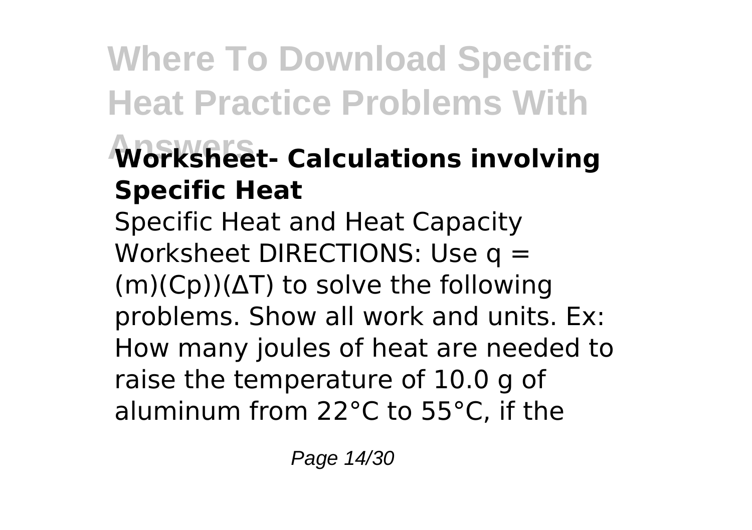## Worksheet- Calculations involving Specific Heat

Specific Heat and Heat Capacity Worksheet DIRECTIONS: Use $q = (m)(Cp))(\Delta T)$ to solve the following problems. Show all work and units. Ex: How many joules of heat are needed to raise the temperature of 10.0 g of aluminum from 22°C to 55°C, if the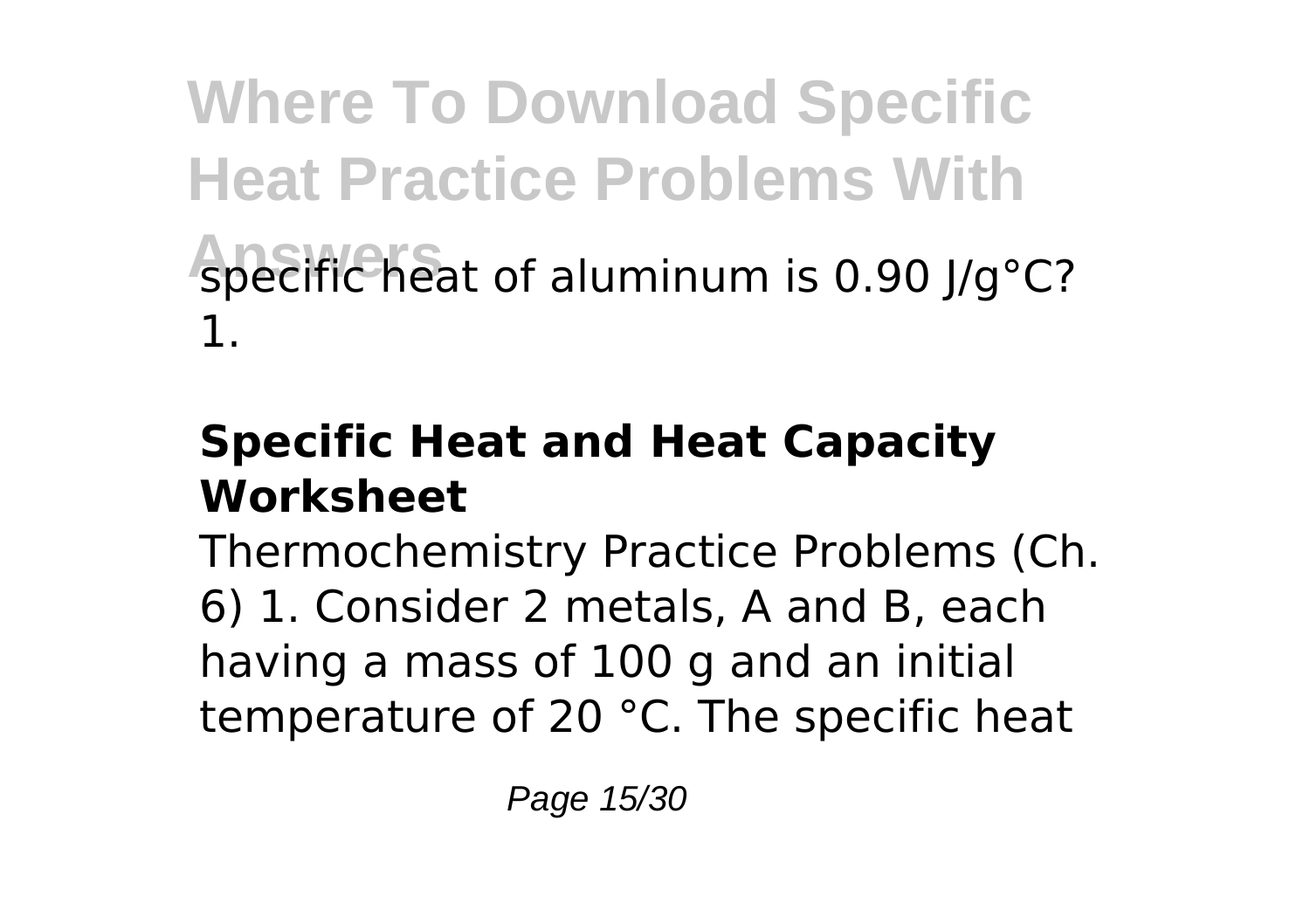specific heat of aluminum is 0.90 J/g°C?
1.

## Specific Heat and Heat Capacity Worksheet

Thermochemistry Practice Problems (Ch. 6) 1. Consider 2 metals, A and B, each having a mass of 100 g and an initial temperature of 20 °C. The specific heat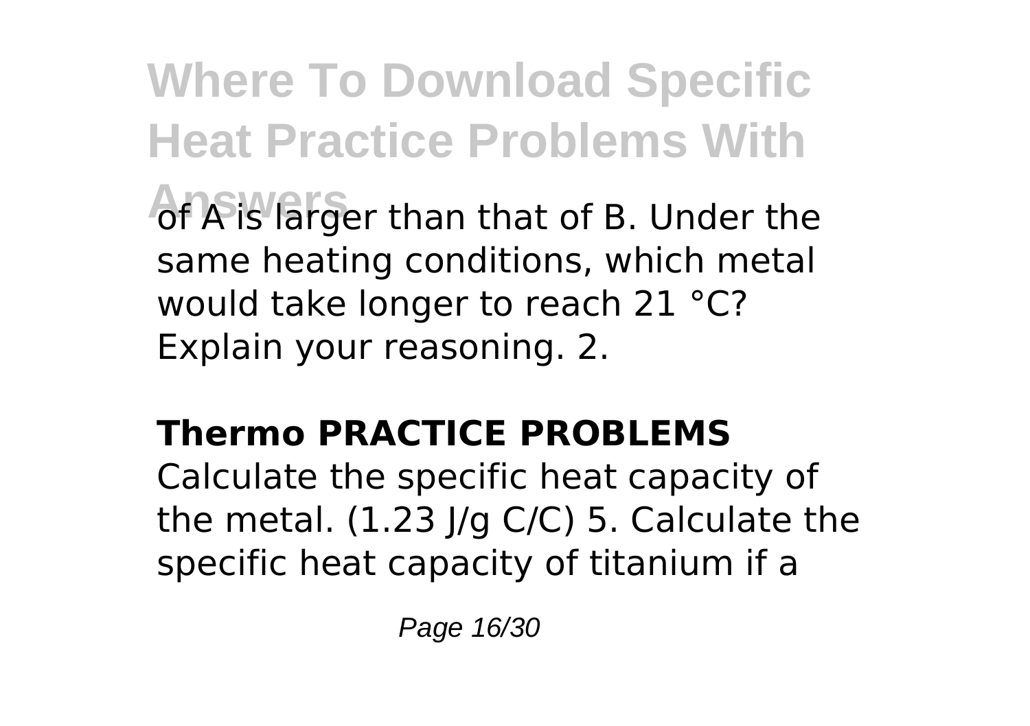of A is larger than that of B. Under the same heating conditions, which metal would take longer to reach 21 °C? Explain your reasoning. 2.

## Thermo PRACTICE PROBLEMS

Calculate the specific heat capacity of the metal. (1.23 J/g C/C) 5. Calculate the specific heat capacity of titanium if a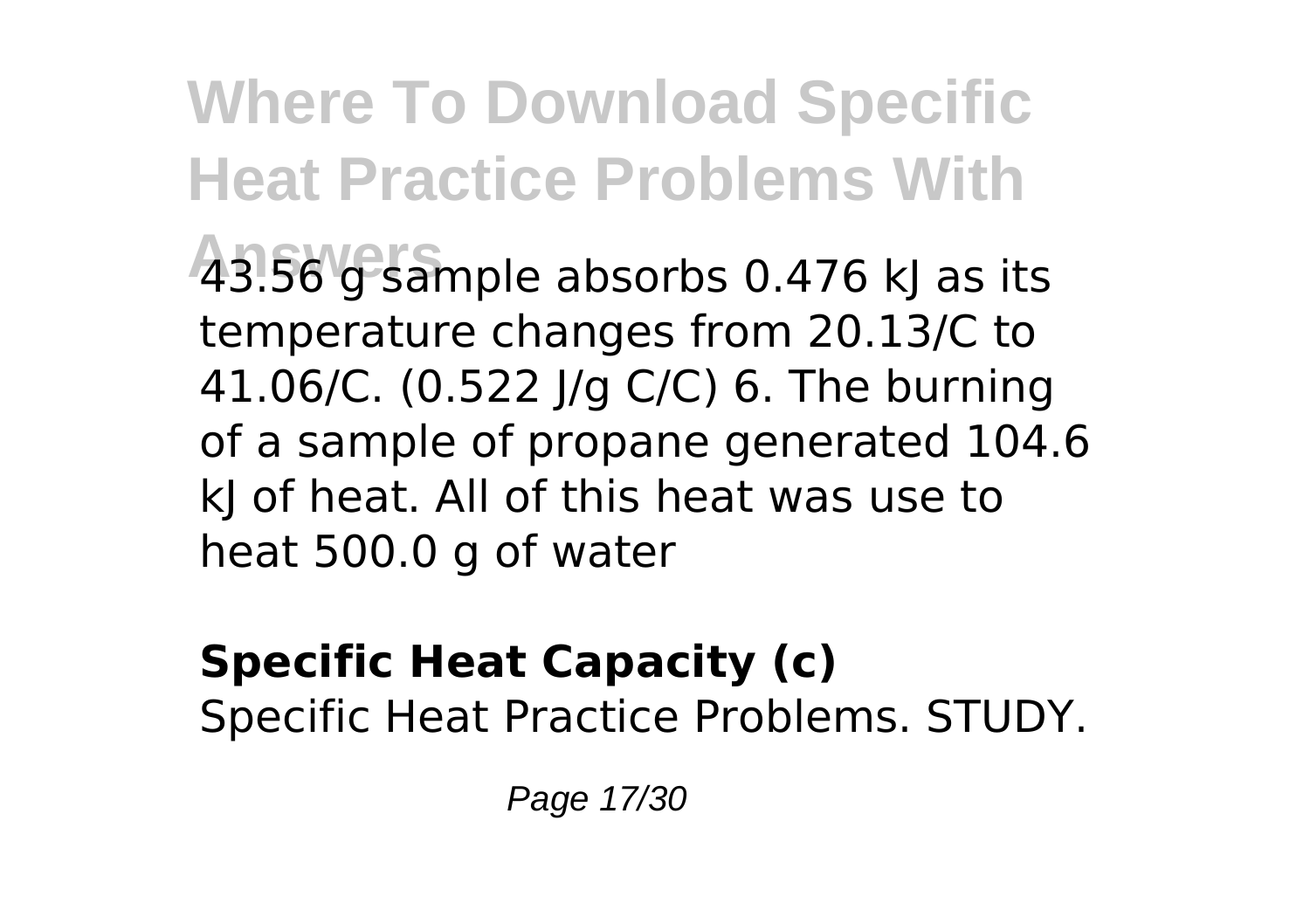43.56 g sample absorbs 0.476 kJ as its temperature changes from 20.13/C to 41.06/C. (0.522 J/g C/C) 6. The burning of a sample of propane generated 104.6 kJ of heat. All of this heat was use to heat 500.0 g of water

**Specific Heat Capacity (c)**

Specific Heat Practice Problems. STUDY.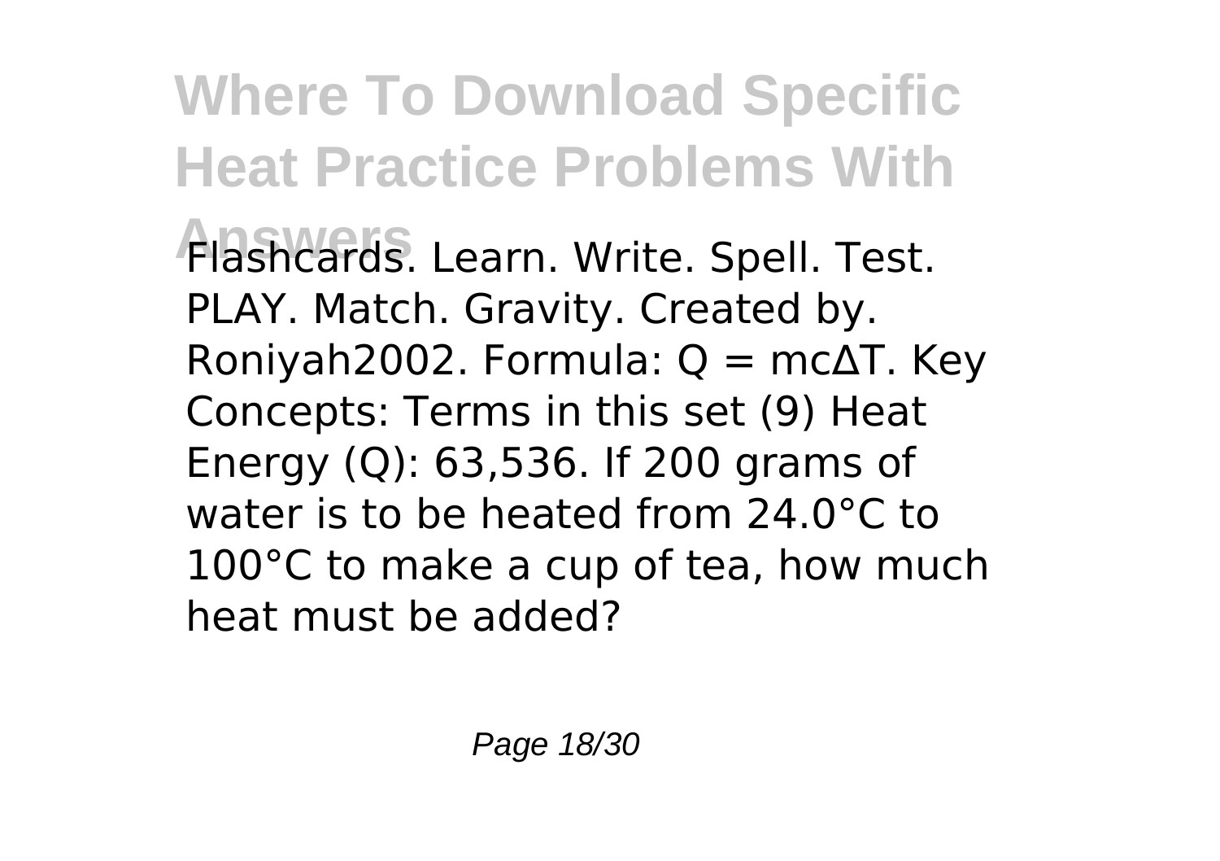Flashcards. Learn. Write. Spell. Test. PLAY. Match. Gravity. Created by. Roniyah2002. Formula: $Q = mc\Delta T$. Key Concepts: Terms in this set (9) Heat Energy (Q): 63,536. If 200 grams of water is to be heated from 24.0°C to 100°C to make a cup of tea, how much heat must be added?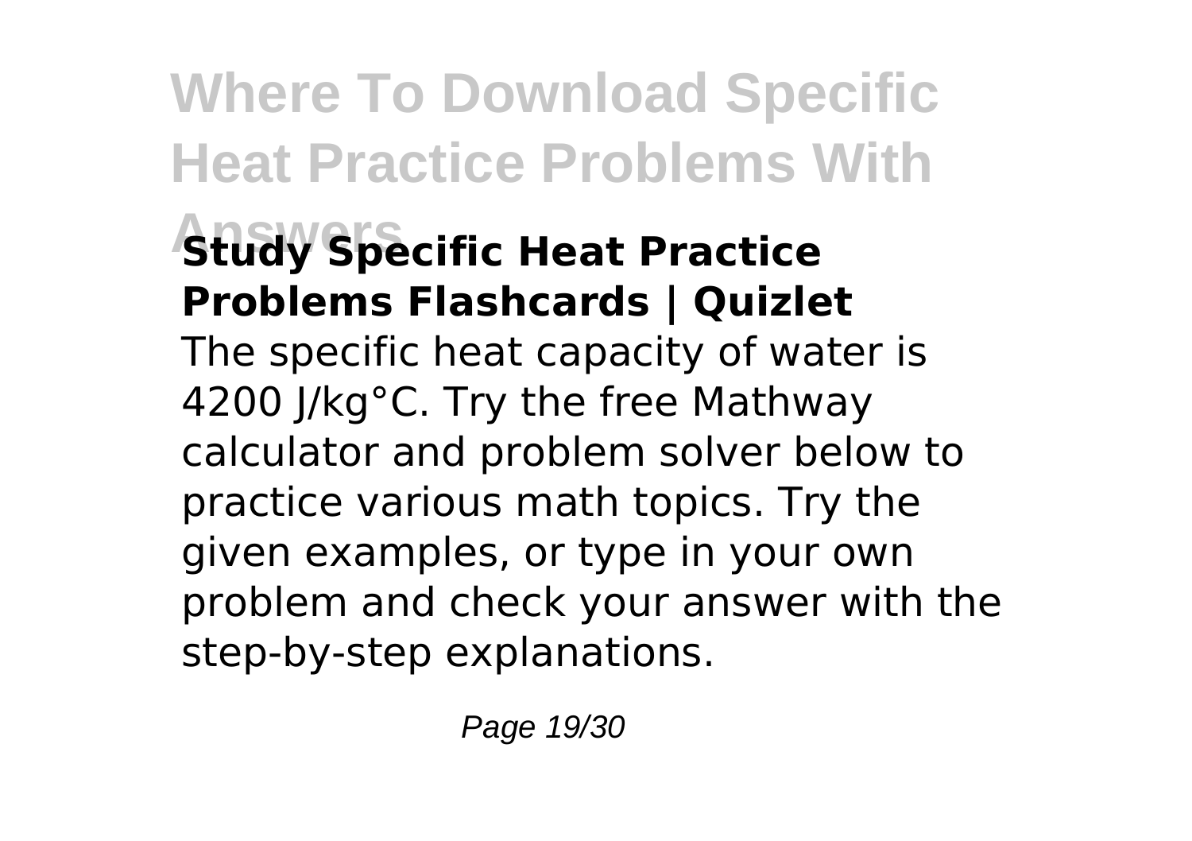### Study Specific Heat Practice Problems Flashcards | Quizlet

The specific heat capacity of water is 4200 J/kg°C. Try the free Mathway calculator and problem solver below to practice various math topics. Try the given examples, or type in your own problem and check your answer with the step-by-step explanations.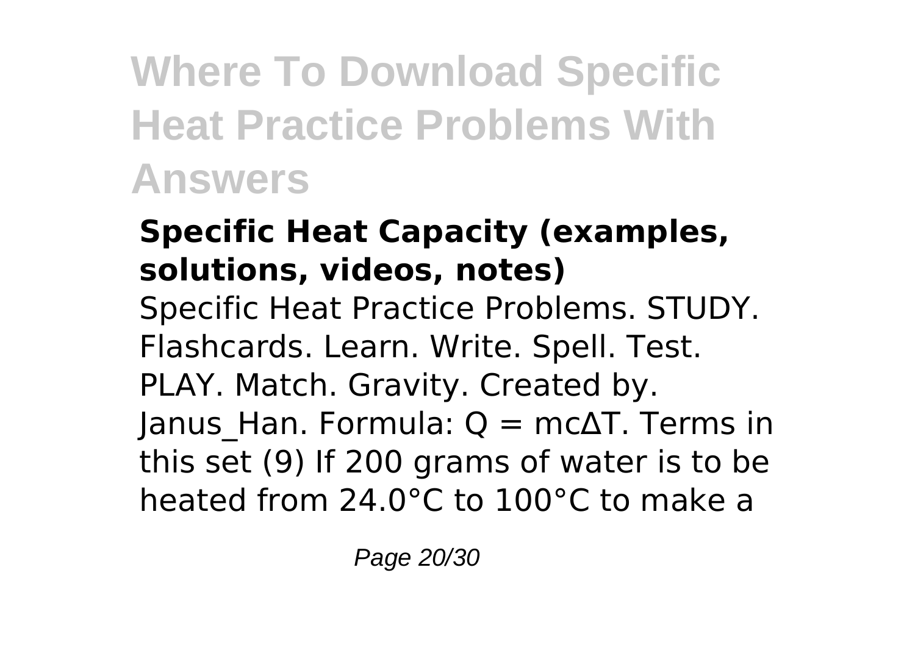## Specific Heat Capacity (examples, solutions, videos, notes)

Specific Heat Practice Problems. STUDY. Flashcards. Learn. Write. Spell. Test. PLAY. Match. Gravity. Created by. Janus_Han. Formula: $Q = mc\Delta T$. Terms in this set (9) If 200 grams of water is to be heated from 24.0°C to 100°C to make a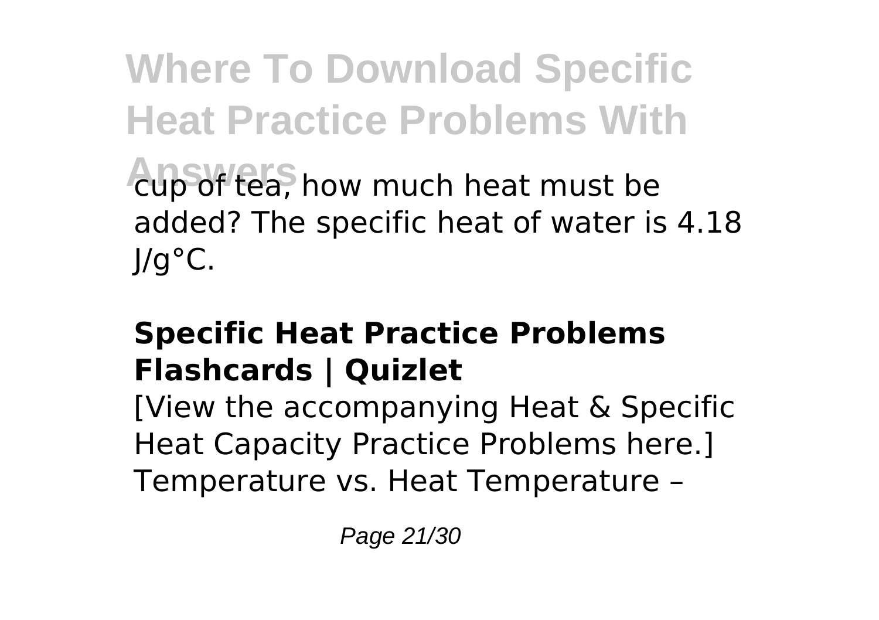cup of tea, how much heat must be added? The specific heat of water is 4.18 J/g°C.

### Specific Heat Practice Problems Flashcards | Quizlet

[View the accompanying Heat & Specific Heat Capacity Practice Problems here.] Temperature vs. Heat Temperature –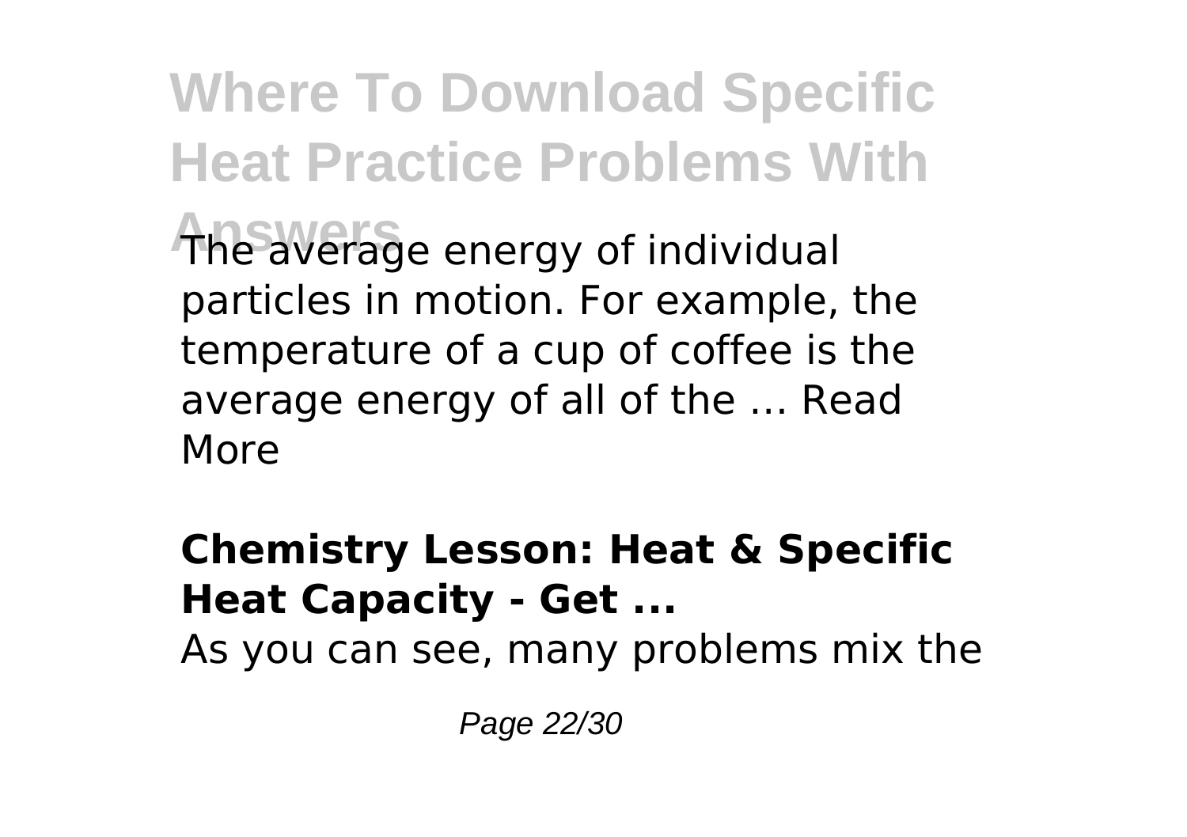The average energy of individual particles in motion. For example, the temperature of a cup of coffee is the average energy of all of the ... Read More

**Chemistry Lesson: Heat & Specific Heat Capacity - Get ...**

As you can see, many problems mix the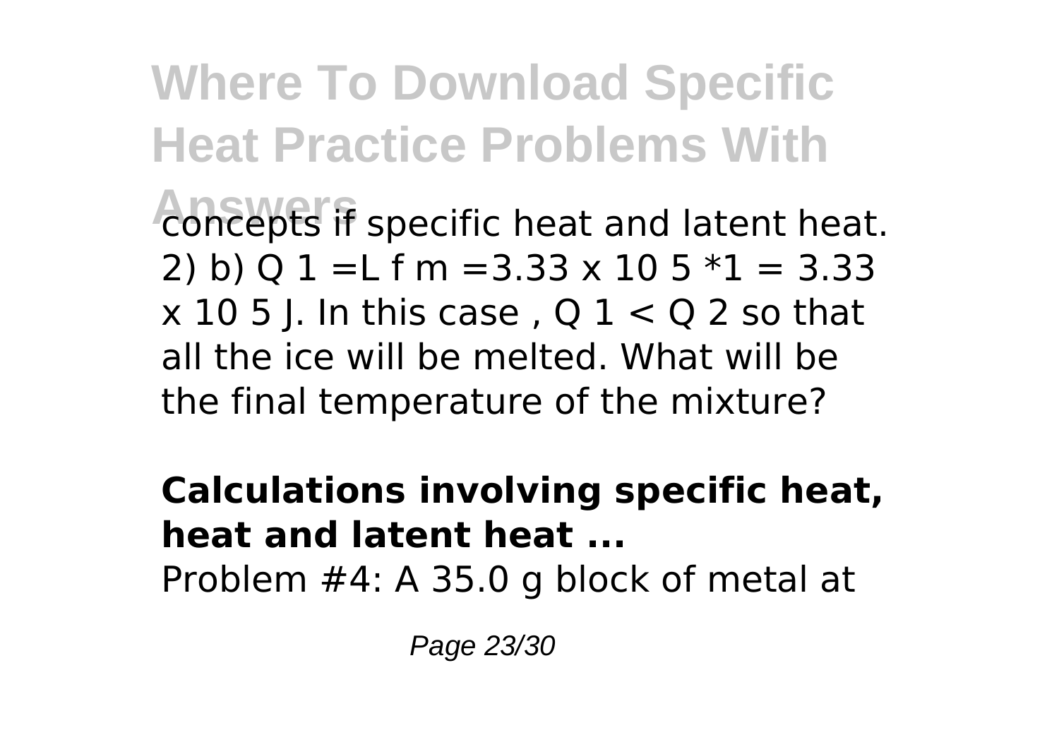concepts if specific heat and latent heat. 2) b) $Q_1 = L_f m = 3.33 \times 10^5 * 1 = 3.33 \times 10^5$ J. In this case, $Q_1 < Q_2$ so that all the ice will be melted. What will be the final temperature of the mixture?

**Calculations involving specific heat, heat and latent heat ...**

Problem #4: A 35.0 g block of metal at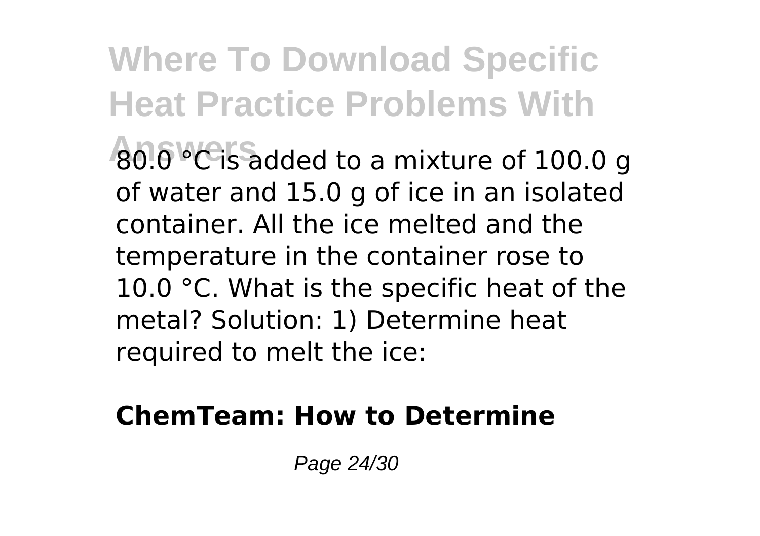80.0 °C is added to a mixture of 100.0 g of water and 15.0 g of ice in an isolated container. All the ice melted and the temperature in the container rose to 10.0 °C. What is the specific heat of the metal? Solution: 1) Determine heat required to melt the ice:

**ChemTeam: How to Determine**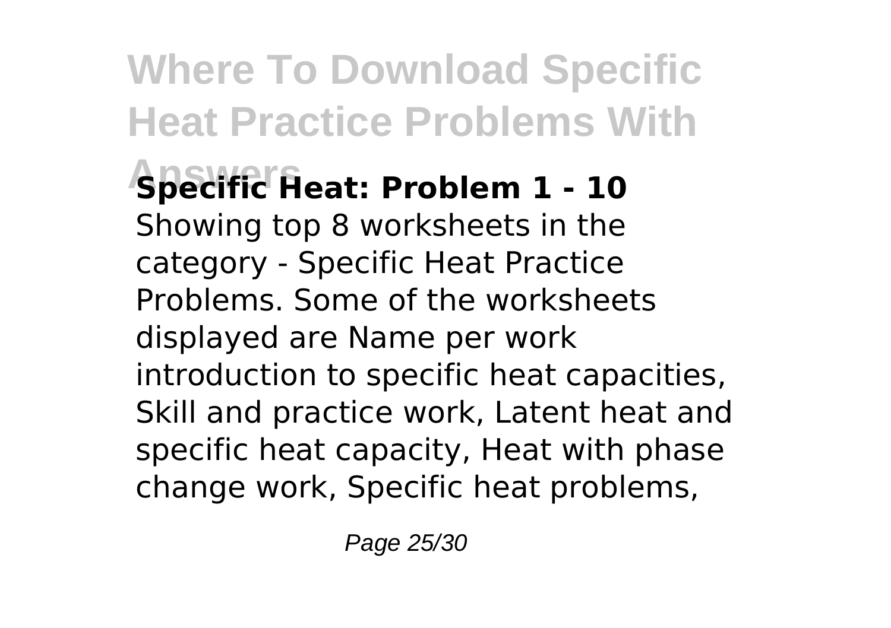**Specific Heat: Problem 1 - 10**

Showing top 8 worksheets in the category - Specific Heat Practice Problems. Some of the worksheets displayed are Name per work introduction to specific heat capacities, Skill and practice work, Latent heat and specific heat capacity, Heat with phase change work, Specific heat problems,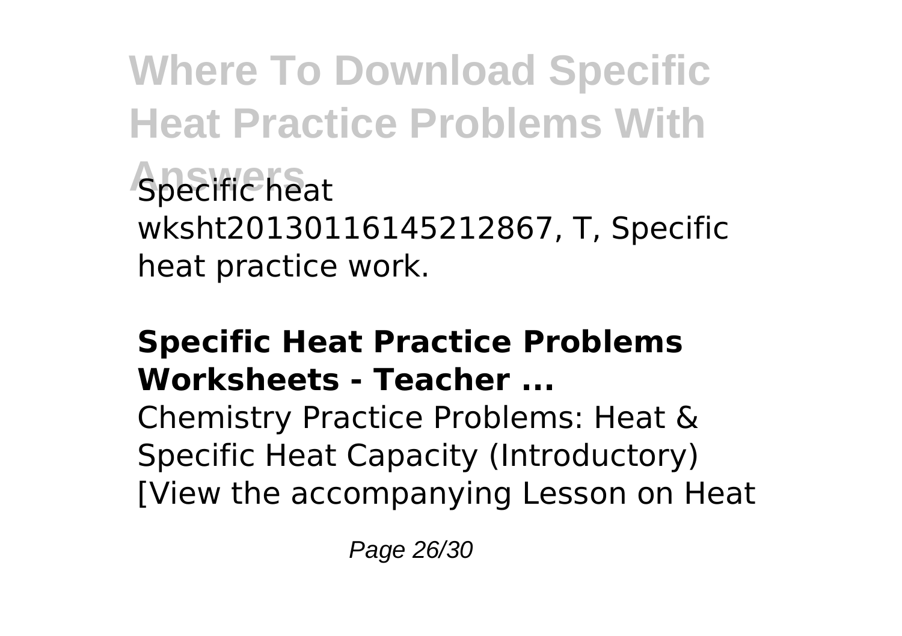Specific heat wksht20130116145212867, T, Specific heat practice work.

#### Specific Heat Practice Problems Worksheets - Teacher ...

Chemistry Practice Problems: Heat & Specific Heat Capacity (Introductory) [View the accompanying Lesson on Heat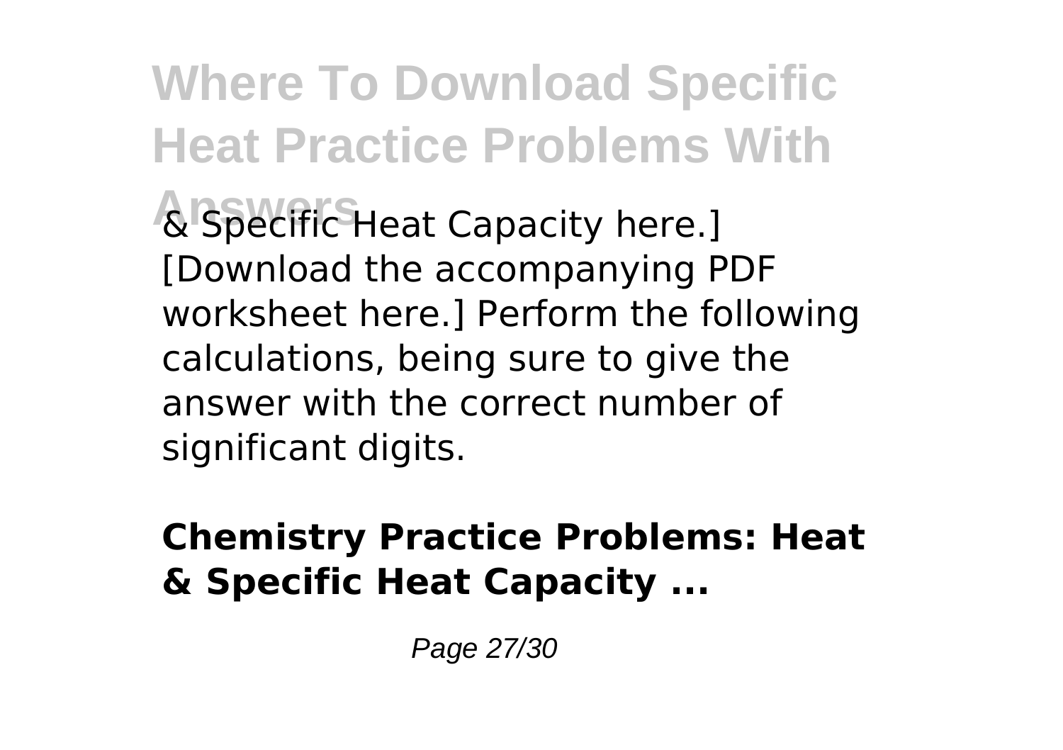& Specific Heat Capacity here.] [Download the accompanying PDF worksheet here.] Perform the following calculations, being sure to give the answer with the correct number of significant digits.

**Chemistry Practice Problems: Heat & Specific Heat Capacity ...**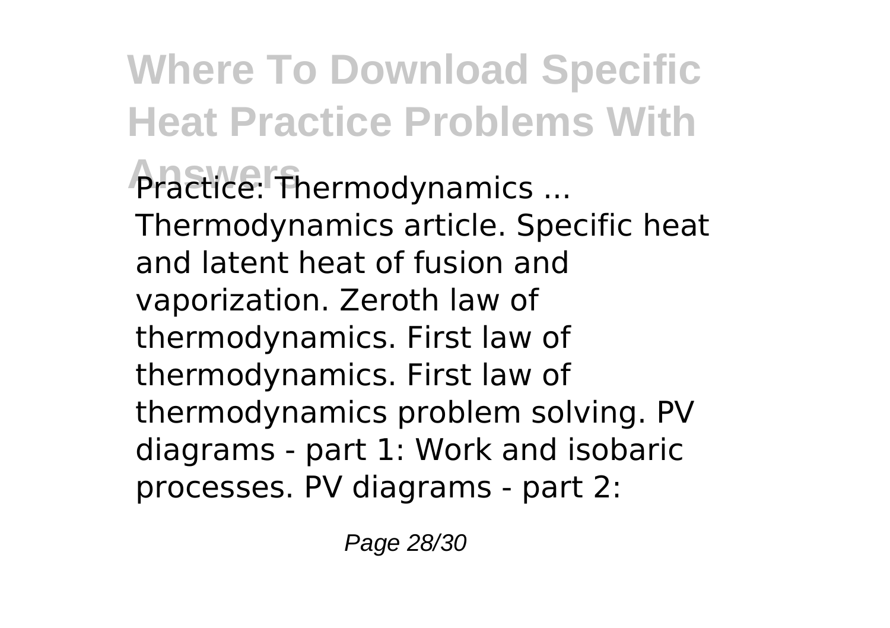Practice: Thermodynamics ... Thermodynamics article. Specific heat and latent heat of fusion and vaporization. Zeroth law of thermodynamics. First law of thermodynamics. First law of thermodynamics problem solving. PV diagrams - part 1: Work and isobaric processes. PV diagrams - part 2: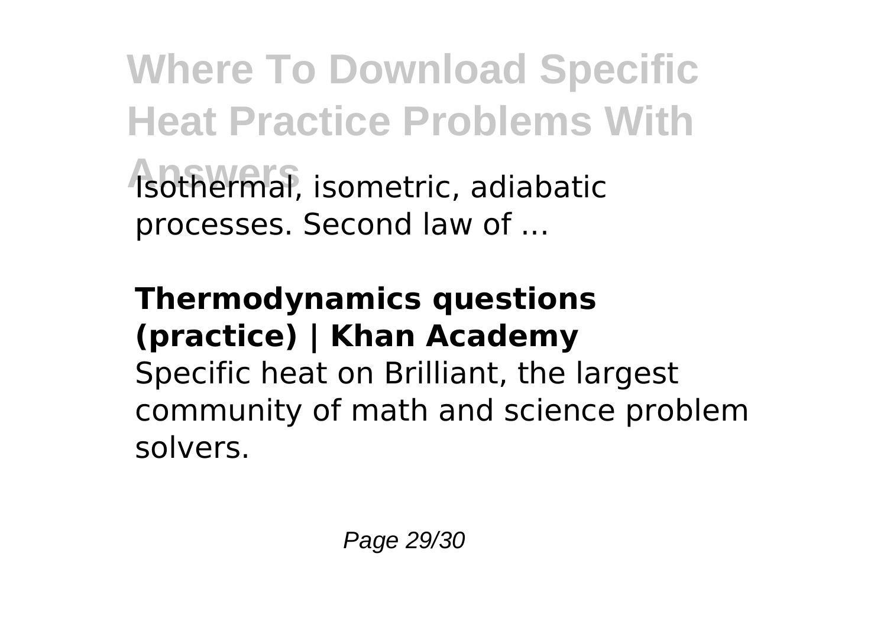Isothermal, isometric, adiabatic processes. Second law of ...

**Thermodynamics questions (practice) | Khan Academy**

Specific heat on Brilliant, the largest community of math and science problem solvers.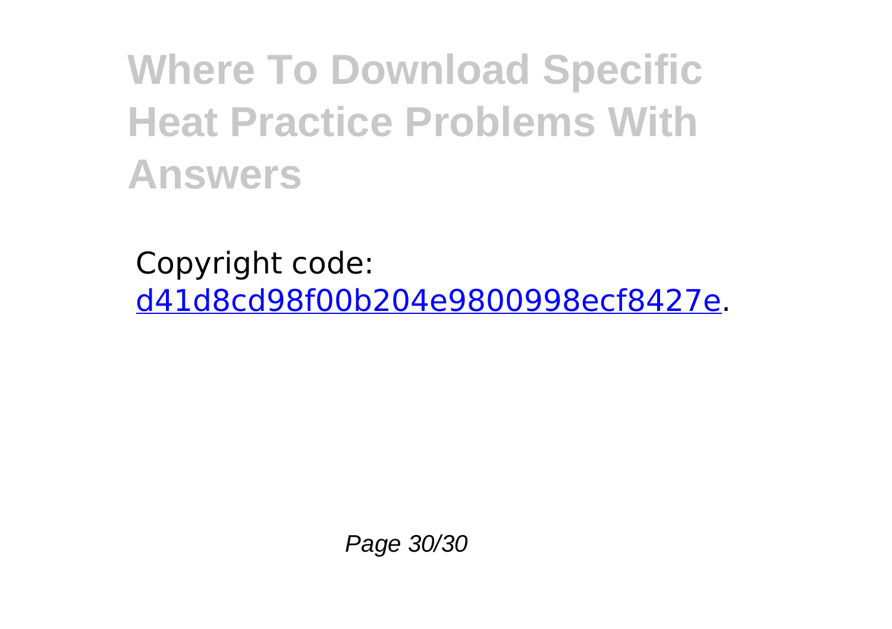Copyright code: d41d8cd98f00b204e9800998ecf8427e.